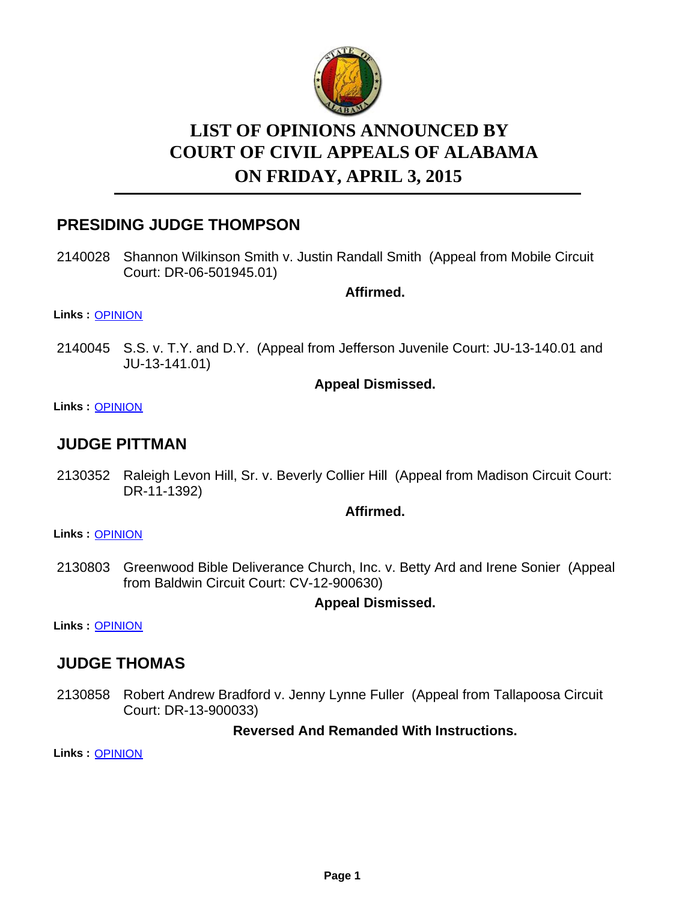# LIST OF OPINIONS ANNOUNCED BY COURT OF CIVIL APPEALS OF ALABAMA ON FRIDAY, APRIL 3, 2015

## PRESIDING JUDGE THOMPSON

2140028 Shannon Wilkinson Smith v. Justin Randall Smith (Appeal from Mobile Circuit Court: DR-06-501945.01)

**Affirmed.**

**Links :** OPINION

2140045 S.S. v. T.Y. and D.Y. (Appeal from Jefferson Juvenile Court: JU-13-140.01 and JU-13-141.01)

**Appeal Dismissed.**

**Links :** OPINION

## JUDGE PITTMAN

2130352 Raleigh Levon Hill, Sr. v. Beverly Collier Hill (Appeal from Madison Circuit Court: DR-11-1392)

**Affirmed.**

**Links :** OPINION

2130803 Greenwood Bible Deliverance Church, Inc. v. Betty Ard and Irene Sonier (Appeal from Baldwin Circuit Court: CV-12-900630)

**Appeal Dismissed.**

**Links :** OPINION

## JUDGE THOMAS

2130858 Robert Andrew Bradford v. Jenny Lynne Fuller (Appeal from Tallapoosa Circuit Court: DR-13-900033)

**Reversed And Remanded With Instructions.**

**Links :** OPINION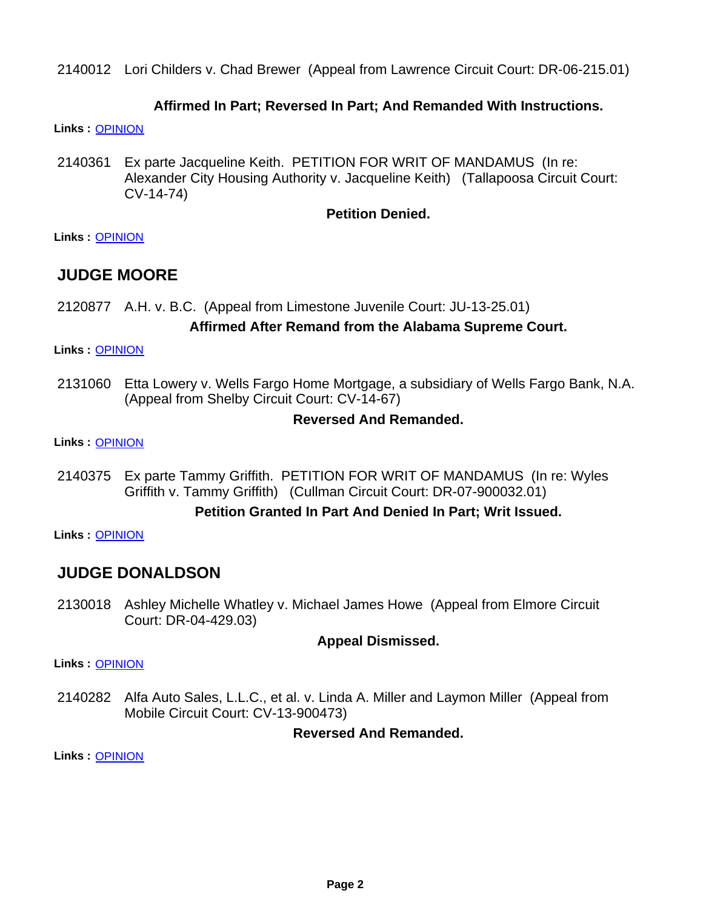2140012 Lori Childers v. Chad Brewer (Appeal from Lawrence Circuit Court: DR-06-215.01)

**Affirmed In Part; Reversed In Part; And Remanded With Instructions.**

**Links :** OPINION

2140361 Ex parte Jacqueline Keith. PETITION FOR WRIT OF MANDAMUS (In re: Alexander City Housing Authority v. Jacqueline Keith) (Tallapoosa Circuit Court: CV-14-74)

**Petition Denied.**

**Links :** OPINION

## JUDGE MOORE

2120877 A.H. v. B.C. (Appeal from Limestone Juvenile Court: JU-13-25.01)

**Affirmed After Remand from the Alabama Supreme Court.**

**Links :** OPINION

2131060 Etta Lowery v. Wells Fargo Home Mortgage, a subsidiary of Wells Fargo Bank, N.A. (Appeal from Shelby Circuit Court: CV-14-67)

**Reversed And Remanded.**

**Links :** OPINION

2140375 Ex parte Tammy Griffith. PETITION FOR WRIT OF MANDAMUS (In re: Wyles Griffith v. Tammy Griffith) (Cullman Circuit Court: DR-07-900032.01)

**Petition Granted In Part And Denied In Part; Writ Issued.**

**Links :** OPINION

## JUDGE DONALDSON

2130018 Ashley Michelle Whatley v. Michael James Howe (Appeal from Elmore Circuit Court: DR-04-429.03)

**Appeal Dismissed.**

**Links :** OPINION

2140282 Alfa Auto Sales, L.L.C., et al. v. Linda A. Miller and Laymon Miller (Appeal from Mobile Circuit Court: CV-13-900473)

**Reversed And Remanded.**

**Links :** OPINION